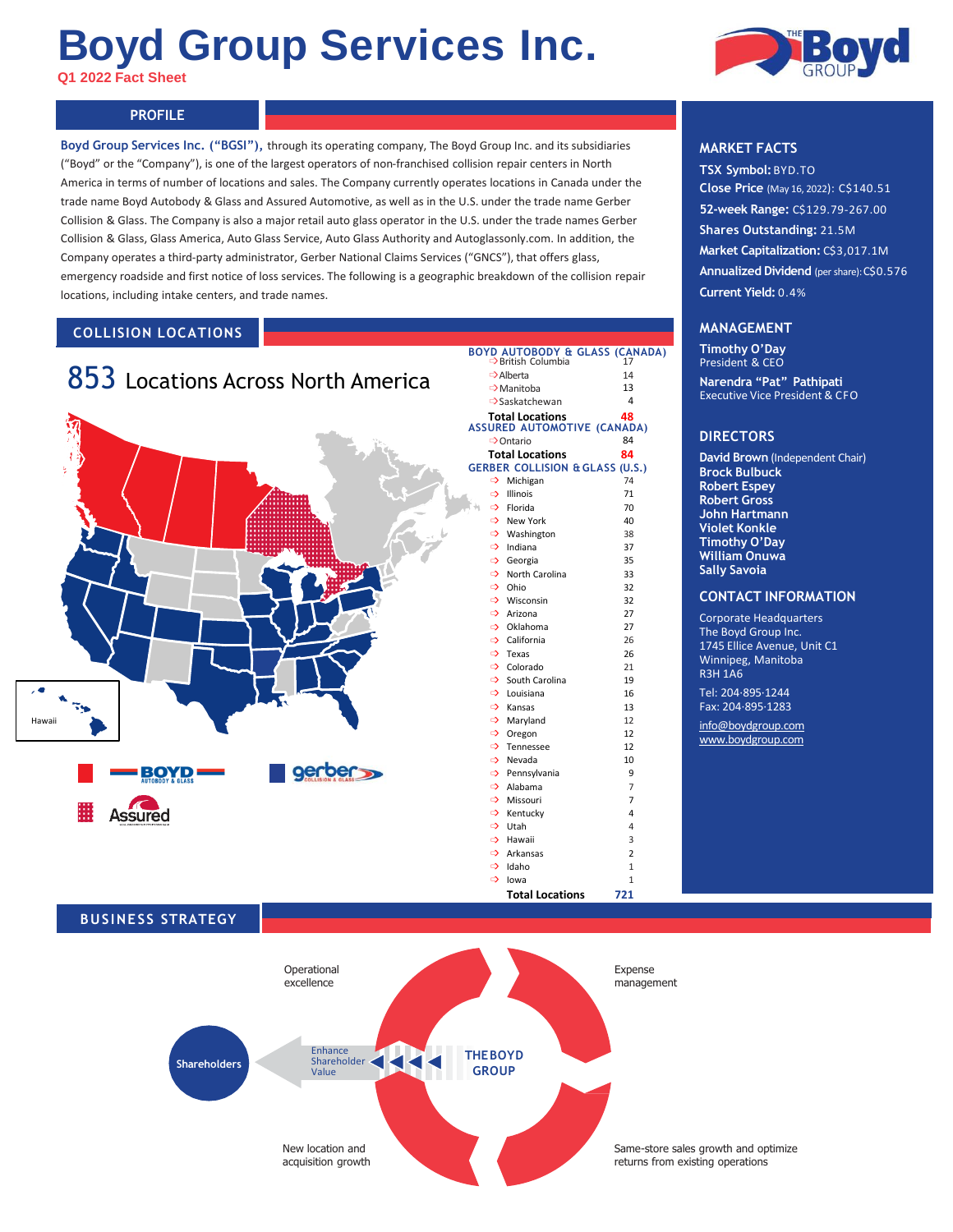# Boyd Group Services Inc.

**Q1 2022 Fact Sheet**

## PROFILE

**Boyd Group Services Inc. ("BGSI"),** through its operating company, The Boyd Group Inc. and its subsidiaries ("Boyd" or the "Company"), is one of the largest operators of non-franchised collision repair centers in North America in terms of number of locations and sales. The Company currently operates locations in Canada under the trade name Boyd Autobody & Glass and Assured Automotive, as well as in the U.S. under the trade name Gerber Collision & Glass. The Company is also a major retail auto glass operator in the U.S. under the trade names Gerber Collision & Glass, Glass America, Auto Glass Service, Auto Glass Authority and Autoglassonly.com. In addition, the Company operates a third-party administrator, Gerber National Claims Services ("GNCS"), that offers glass, emergency roadside and first notice of loss services. The following is a geographic breakdown of the collision repair locations, including intake centers, and trade names.

## COLLISION LOCATIONS

**853** Locations Across North America

**BOYD AUTOBODY & GLASS (CANADA)**

| Location | Count |
|---|---|
| British Columbia | 17 |
| Alberta | 14 |
| Manitoba | 13 |
| Saskatchewan | 4 |
| **Total Locations** | **48** |

**ASSURED AUTOMOTIVE (CANADA)**

| Location | Count |
|---|---|
| Ontario | 84 |
| **Total Locations** | **84** |

**GERBER COLLISION & GLASS (U.S.)**

| Location | Count |
|---|---|
| Michigan | 74 |
| Illinois | 71 |
| Florida | 70 |
| New York | 40 |
| Washington | 38 |
| Indiana | 37 |
| Georgia | 35 |
| North Carolina | 33 |
| Ohio | 32 |
| Wisconsin | 32 |
| Arizona | 27 |
| Oklahoma | 27 |
| California | 26 |
| Texas | 26 |
| Colorado | 21 |
| South Carolina | 19 |
| Louisiana | 16 |
| Kansas | 13 |
| Maryland | 12 |
| Oregon | 12 |
| Tennessee | 12 |
| Nevada | 10 |
| Pennsylvania | 9 |
| Alabama | 7 |
| Missouri | 7 |
| Kentucky | 4 |
| Utah | 4 |
| Hawaii | 3 |
| Arkansas | 2 |
| Idaho | 1 |
| Iowa | 1 |
| **Total Locations** | **721** |

Hawaii

BOYD AUTOBODY & GLASS | gerber COLLISION & GLASS | Assured

## MARKET FACTS

**TSX Symbol:** BYD.TO
**Close Price** (May 16, 2022): C$140.51
**52-week Range:** C$129.79-267.00
**Shares Outstanding:** 21.5M
**Market Capitalization:** C$3,017.1M
**Annualized Dividend** (per share): C$0.576
**Current Yield:** 0.4%

## MANAGEMENT

**Timothy O'Day**
President & CEO

**Narendra "Pat" Pathipati**
Executive Vice President & CFO

## DIRECTORS

**David Brown** (Independent Chair)
**Brock Bulbuck**
**Robert Espey**
**Robert Gross**
**John Hartmann**
**Violet Konkle**
**Timothy O'Day**
**William Onuwa**
**Sally Savoia**

## CONTACT INFORMATION

Corporate Headquarters
The Boyd Group Inc.
1745 Ellice Avenue, Unit C1
Winnipeg, Manitoba
R3H 1A6

Tel: 204·895·1244
Fax: 204·895·1283

info@boydgroup.com
www.boydgroup.com

## BUSINESS STRATEGY

- Operational excellence
- Expense management
- Same-store sales growth and optimize returns from existing operations
- New location and acquisition growth

THE BOYD GROUP → Enhance Shareholder Value → Shareholders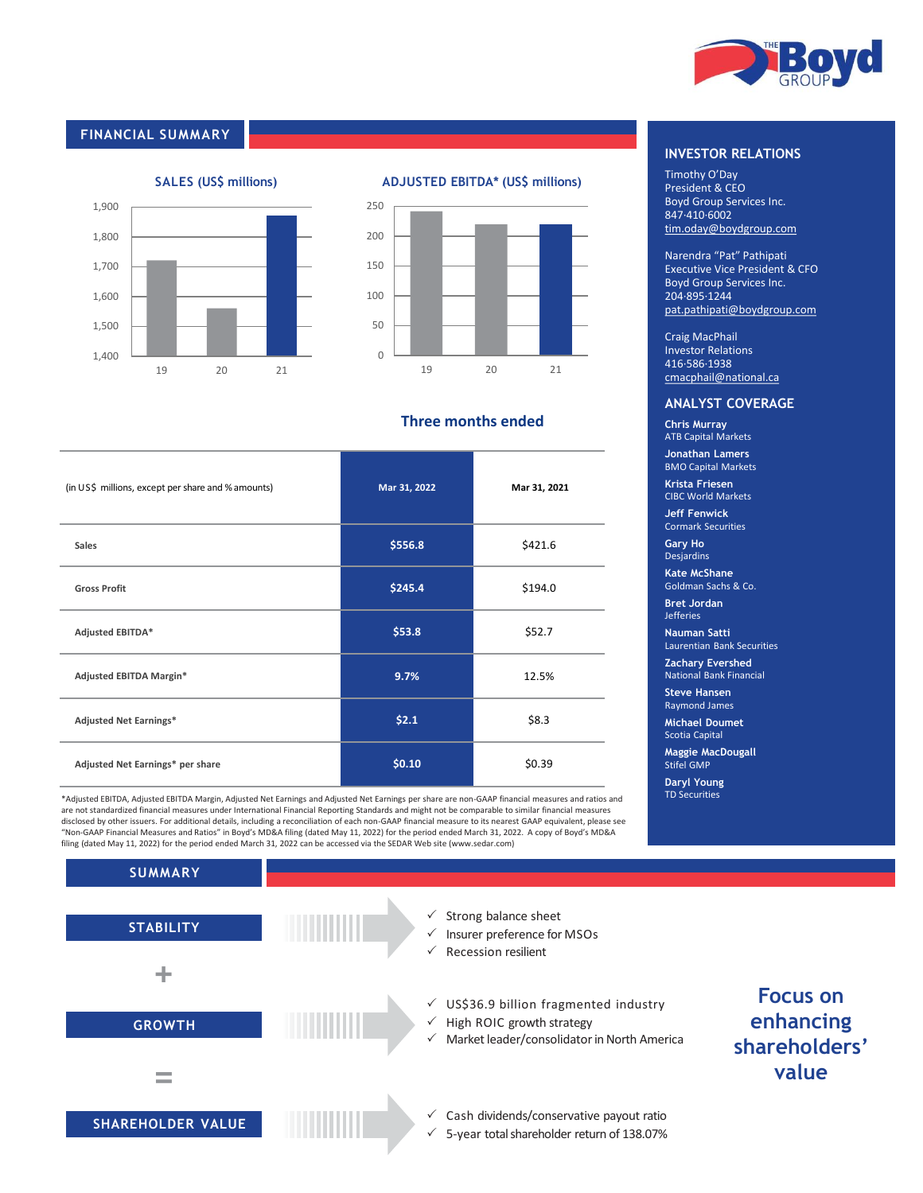## FINANCIAL SUMMARY

SALES (US$ millions)

1,900
1,800
1,700
1,600
1,500
1,400

19 20 21

ADJUSTED EBITDA* (US$ millions)

250
200
150
100
50
0

19 20 21

### Three months ended

| (in US$ millions, except per share and % amounts) | Mar 31, 2022 | Mar 31, 2021 |
|---|---|---|
| Sales | $556.8 | $421.6 |
| Gross Profit | $245.4 | $194.0 |
| Adjusted EBITDA* | $53.8 | $52.7 |
| Adjusted EBITDA Margin* | 9.7% | 12.5% |
| Adjusted Net Earnings* | $2.1 | $8.3 |
| Adjusted Net Earnings* per share | $0.10 | $0.39 |

*Adjusted EBITDA, Adjusted EBITDA Margin, Adjusted Net Earnings and Adjusted Net Earnings per share are non-GAAP financial measures and ratios and are not standardized financial measures under International Financial Reporting Standards and might not be comparable to similar financial measures disclosed by other issuers. For additional details, including a reconciliation of each non-GAAP financial measure to its nearest GAAP equivalent, please see "Non-GAAP Financial Measures and Ratios" in Boyd's MD&A filing (dated May 11, 2022) for the period ended March 31, 2022. A copy of Boyd's MD&A filing (dated May 11, 2022) for the period ended March 31, 2022 can be accessed via the SEDAR Web site (www.sedar.com)

## INVESTOR RELATIONS

Timothy O'Day
President & CEO
Boyd Group Services Inc.
847·410·6002
tim.oday@boydgroup.com

Narendra "Pat" Pathipati
Executive Vice President & CFO
Boyd Group Services Inc.
204·895·1244
pat.pathipati@boydgroup.com

Craig MacPhail
Investor Relations
416·586·1938
cmacphail@national.ca

## ANALYST COVERAGE

**Chris Murray**
ATB Capital Markets

**Jonathan Lamers**
BMO Capital Markets

**Krista Friesen**
CIBC World Markets

**Jeff Fenwick**
Cormark Securities

**Gary Ho**
Desjardins

**Kate McShane**
Goldman Sachs & Co.

**Bret Jordan**
Jefferies

**Nauman Satti**
Laurentian Bank Securities

**Zachary Evershed**
National Bank Financial

**Steve Hansen**
Raymond James

**Michael Doumet**
Scotia Capital

**Maggie MacDougall**
Stifel GMP

**Daryl Young**
TD Securities

## SUMMARY

**STABILITY**

- ✓ Strong balance sheet
- ✓ Insurer preference for MSOs
- ✓ Recession resilient

+

**GROWTH**

- ✓ US$36.9 billion fragmented industry
- ✓ High ROIC growth strategy
- ✓ Market leader/consolidator in North America

=

**SHAREHOLDER VALUE**

- ✓ Cash dividends/conservative payout ratio
- ✓ 5-year total shareholder return of 138.07%

**Focus on enhancing shareholders' value**